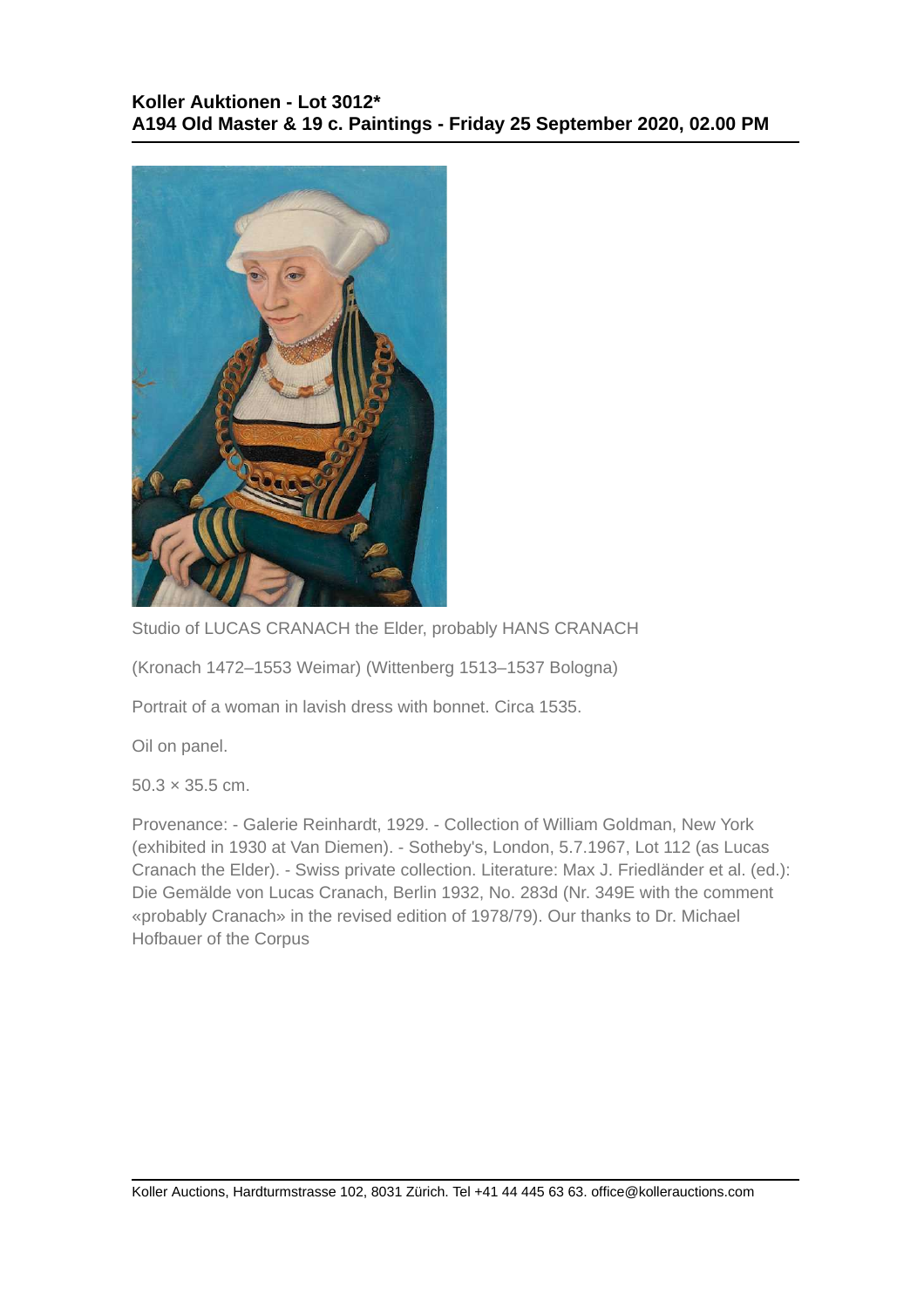## Koller Auktionen - Lot 3012*
## A194 Old Master & 19 c. Paintings - Friday 25 September 2020, 02.00 PM

Studio of LUCAS CRANACH the Elder, probably HANS CRANACH

(Kronach 1472–1553 Weimar) (Wittenberg 1513–1537 Bologna)

Portrait of a woman in lavish dress with bonnet. Circa 1535.

Oil on panel.

50.3 × 35.5 cm.

Provenance: - Galerie Reinhardt, 1929. - Collection of William Goldman, New York (exhibited in 1930 at Van Diemen). - Sotheby's, London, 5.7.1967, Lot 112 (as Lucas Cranach the Elder). - Swiss private collection. Literature: Max J. Friedländer et al. (ed.): Die Gemälde von Lucas Cranach, Berlin 1932, No. 283d (Nr. 349E with the comment «probably Cranach» in the revised edition of 1978/79). Our thanks to Dr. Michael Hofbauer of the Corpus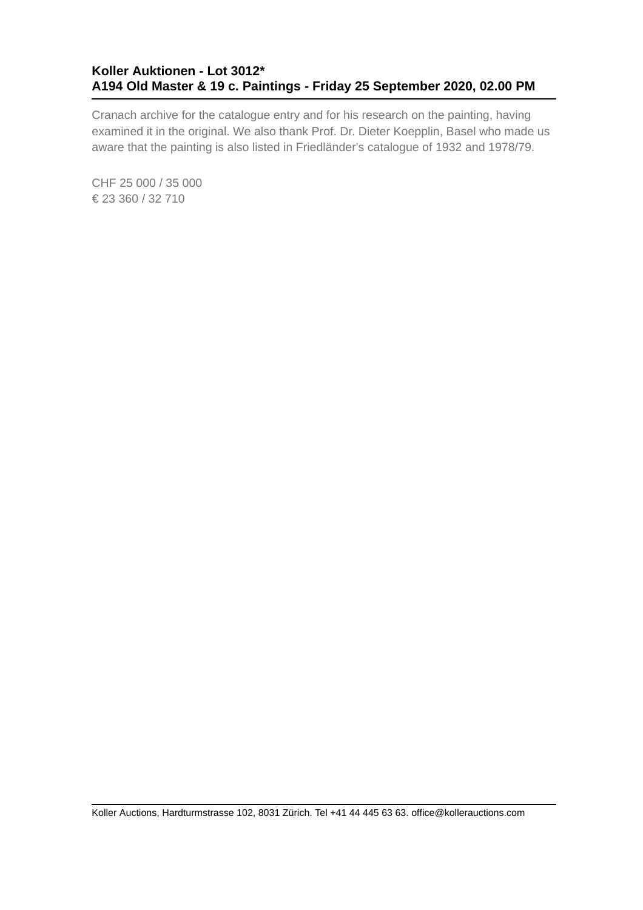Cranach archive for the catalogue entry and for his research on the painting, having examined it in the original. We also thank Prof. Dr. Dieter Koepplin, Basel who made us aware that the painting is also listed in Friedländer's catalogue of 1932 and 1978/79.

CHF 25 000 / 35 000
€ 23 360 / 32 710